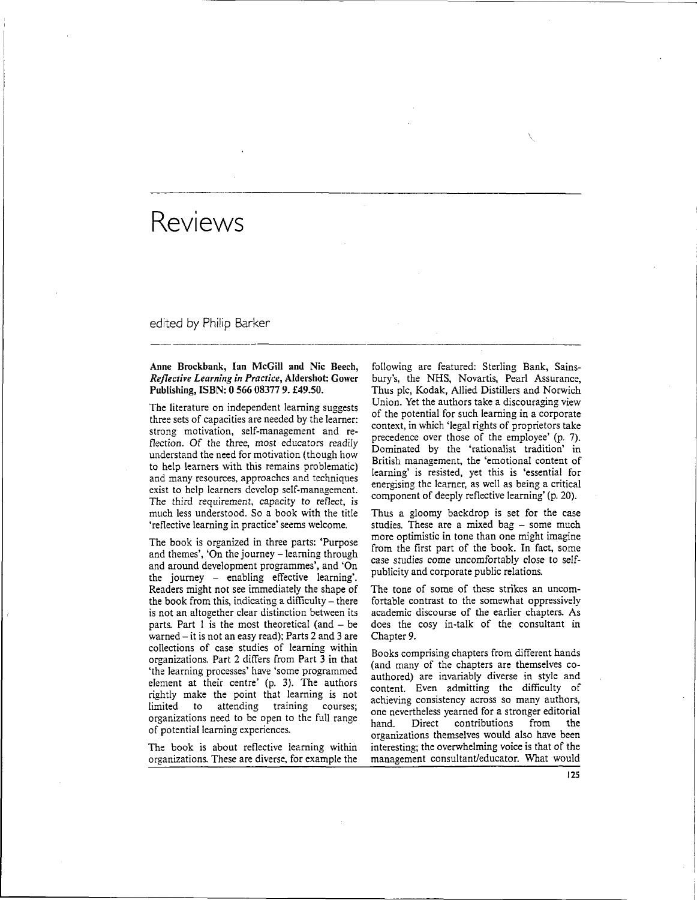# Reviews

edited by Philip Barker

**Anne Brockbank, Ian McGill and Nic Beech, *Reflective Learning in Practice*, Aldershot: Gower Publishing, ISBN: 0 566 08377 9. £49.50.**

The literature on independent learning suggests three sets of capacities are needed by the learner: strong motivation, self-management and reflection. Of the three, most educators readily understand the need for motivation (though how to help learners with this remains problematic) and many resources, approaches and techniques exist to help learners develop self-management. The third requirement, capacity to reflect, is much less understood. So a book with the title 'reflective learning in practice' seems welcome.

The book is organized in three parts: 'Purpose and themes', 'On the journey – learning through and around development programmes', and 'On the journey – enabling effective learning'. Readers might not see immediately the shape of the book from this, indicating a difficulty – there is not an altogether clear distinction between its parts. Part 1 is the most theoretical (and – be warned – it is not an easy read); Parts 2 and 3 are collections of case studies of learning within organizations. Part 2 differs from Part 3 in that 'the learning processes' have 'some programmed element at their centre' (p. 3). The authors rightly make the point that learning is not limited to attending training courses; organizations need to be open to the full range of potential learning experiences.

The book is about reflective learning within organizations. These are diverse, for example the following are featured: Sterling Bank, Sainsbury's, the NHS, Novartis, Pearl Assurance, Thus plc, Kodak, Allied Distillers and Norwich Union. Yet the authors take a discouraging view of the potential for such learning in a corporate context, in which 'legal rights of proprietors take precedence over those of the employee' (p. 7). Dominated by the 'rationalist tradition' in British management, the 'emotional content of learning' is resisted, yet this is 'essential for energising the learner, as well as being a critical component of deeply reflective learning' (p. 20).

Thus a gloomy backdrop is set for the case studies. These are a mixed bag – some much more optimistic in tone than one might imagine from the first part of the book. In fact, some case studies come uncomfortably close to self-publicity and corporate public relations.

The tone of some of these strikes an uncomfortable contrast to the somewhat oppressively academic discourse of the earlier chapters. As does the cosy in-talk of the consultant in Chapter 9.

Books comprising chapters from different hands (and many of the chapters are themselves co-authored) are invariably diverse in style and content. Even admitting the difficulty of achieving consistency across so many authors, one nevertheless yearned for a stronger editorial hand. Direct contributions from the organizations themselves would also have been interesting; the overwhelming voice is that of the management consultant/educator. What would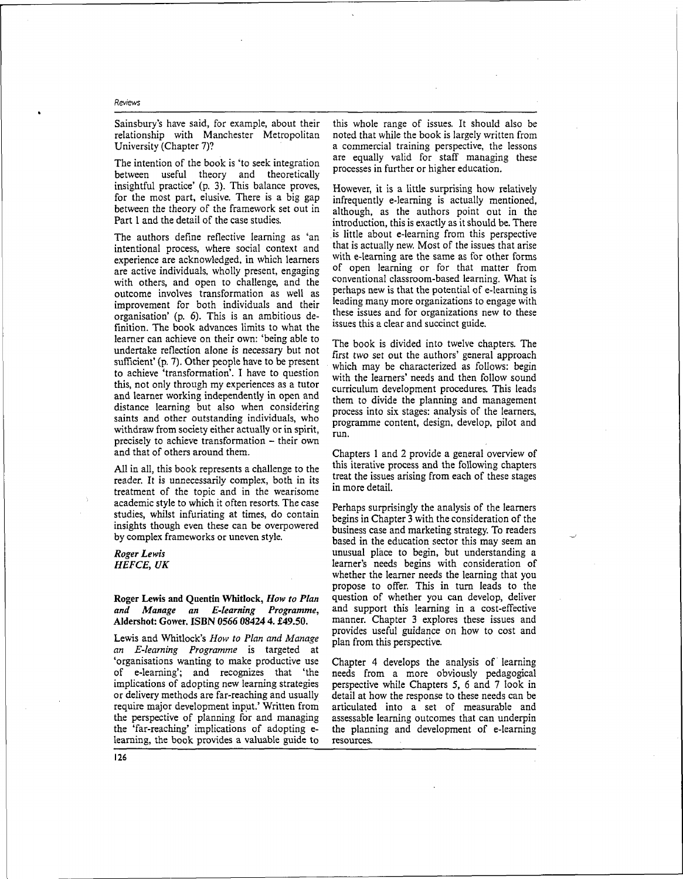Sainsbury's have said, for example, about their relationship with Manchester Metropolitan University (Chapter 7)?

The intention of the book is 'to seek integration between useful theory and theoretically insightful practice' (p. 3). This balance proves, for the most part, elusive. There is a big gap between the theory of the framework set out in Part 1 and the detail of the case studies.

The authors define reflective learning as 'an intentional process, where social context and experience are acknowledged, in which learners are active individuals, wholly present, engaging with others, and open to challenge, and the outcome involves transformation as well as improvement for both individuals and their organisation' (p. 6). This is an ambitious definition. The book advances limits to what the learner can achieve on their own: 'being able to undertake reflection alone is necessary but not sufficient' (p. 7). Other people have to be present to achieve 'transformation'. I have to question this, not only through my experiences as a tutor and learner working independently in open and distance learning but also when considering saints and other outstanding individuals, who withdraw from society either actually or in spirit, precisely to achieve transformation – their own and that of others around them.

All in all, this book represents a challenge to the reader. It is unnecessarily complex, both in its treatment of the topic and in the wearisome academic style to which it often resorts. The case studies, whilst infuriating at times, do contain insights though even these can be overpowered by complex frameworks or uneven style.

*Roger Lewis*
*HEFCE, UK*

**Roger Lewis and Quentin Whitlock, *How to Plan and Manage an E-learning Programme*, Aldershot: Gower. ISBN 0566 08424 4. £49.50.**

Lewis and Whitlock's *How to Plan and Manage an E-learning Programme* is targeted at 'organisations wanting to make productive use of e-learning'; and recognizes that 'the implications of adopting new learning strategies or delivery methods are far-reaching and usually require major development input.' Written from the perspective of planning for and managing the 'far-reaching' implications of adopting e-learning, the book provides a valuable guide to this whole range of issues. It should also be noted that while the book is largely written from a commercial training perspective, the lessons are equally valid for staff managing these processes in further or higher education.

However, it is a little surprising how relatively infrequently e-learning is actually mentioned, although, as the authors point out in the introduction, this is exactly as it should be. There is little about e-learning from this perspective that is actually new. Most of the issues that arise with e-learning are the same as for other forms of open learning or for that matter from conventional classroom-based learning. What is perhaps new is that the potential of e-learning is leading many more organizations to engage with these issues and for organizations new to these issues this a clear and succinct guide.

The book is divided into twelve chapters. The first two set out the authors' general approach which may be characterized as follows: begin with the learners' needs and then follow sound curriculum development procedures. This leads them to divide the planning and management process into six stages: analysis of the learners, programme content, design, develop, pilot and run.

Chapters 1 and 2 provide a general overview of this iterative process and the following chapters treat the issues arising from each of these stages in more detail.

Perhaps surprisingly the analysis of the learners begins in Chapter 3 with the consideration of the business case and marketing strategy. To readers based in the education sector this may seem an unusual place to begin, but understanding a learner's needs begins with consideration of whether the learner needs the learning that you propose to offer. This in turn leads to the question of whether you can develop, deliver and support this learning in a cost-effective manner. Chapter 3 explores these issues and provides useful guidance on how to cost and plan from this perspective.

Chapter 4 develops the analysis of learning needs from a more obviously pedagogical perspective while Chapters 5, 6 and 7 look in detail at how the response to these needs can be articulated into a set of measurable and assessable learning outcomes that can underpin the planning and development of e-learning resources.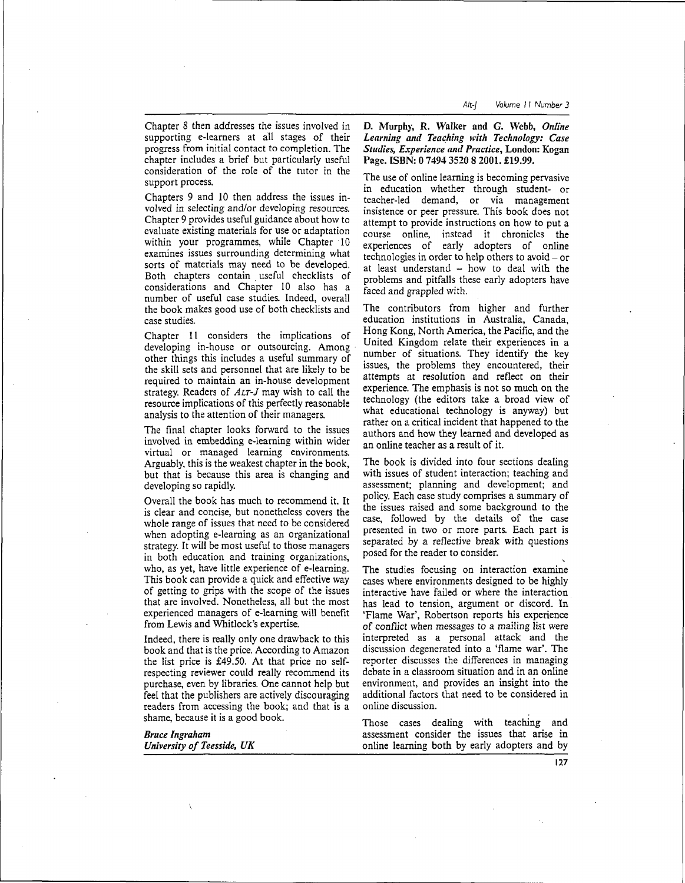Chapter 8 then addresses the issues involved in supporting e-learners at all stages of their progress from initial contact to completion. The chapter includes a brief but particularly useful consideration of the role of the tutor in the support process.

Chapters 9 and 10 then address the issues involved in selecting and/or developing resources. Chapter 9 provides useful guidance about how to evaluate existing materials for use or adaptation within your programmes, while Chapter 10 examines issues surrounding determining what sorts of materials may need to be developed. Both chapters contain useful checklists of considerations and Chapter 10 also has a number of useful case studies. Indeed, overall the book makes good use of both checklists and case studies.

Chapter 11 considers the implications of developing in-house or outsourcing. Among other things this includes a useful summary of the skill sets and personnel that are likely to be required to maintain an in-house development strategy. Readers of *ALT-J* may wish to call the resource implications of this perfectly reasonable analysis to the attention of their managers.

The final chapter looks forward to the issues involved in embedding e-learning within wider virtual or managed learning environments. Arguably, this is the weakest chapter in the book, but that is because this area is changing and developing so rapidly.

Overall the book has much to recommend it. It is clear and concise, but nonetheless covers the whole range of issues that need to be considered when adopting e-learning as an organizational strategy. It will be most useful to those managers in both education and training organizations, who, as yet, have little experience of e-learning. This book can provide a quick and effective way of getting to grips with the scope of the issues that are involved. Nonetheless, all but the most experienced managers of e-learning will benefit from Lewis and Whitlock's expertise.

Indeed, there is really only one drawback to this book and that is the price. According to Amazon the list price is £49.50. At that price no self-respecting reviewer could really recommend its purchase, even by libraries. One cannot help but feel that the publishers are actively discouraging readers from accessing the book; and that is a shame, because it is a good book.

***Bruce Ingraham***
***University of Teesside, UK***

**D. Murphy, R. Walker and G. Webb, *Online Learning and Teaching with Technology: Case Studies, Experience and Practice*, London: Kogan Page. ISBN: 0 7494 3520 8 2001. £19.99.**

The use of online learning is becoming pervasive in education whether through student- or teacher-led demand, or via management insistence or peer pressure. This book does not attempt to provide instructions on how to put a course online, instead it chronicles the experiences of early adopters of online technologies in order to help others to avoid – or at least understand – how to deal with the problems and pitfalls these early adopters have faced and grappled with.

The contributors from higher and further education institutions in Australia, Canada, Hong Kong, North America, the Pacific, and the United Kingdom relate their experiences in a number of situations. They identify the key issues, the problems they encountered, their attempts at resolution and reflect on their experience. The emphasis is not so much on the technology (the editors take a broad view of what educational technology is anyway) but rather on a critical incident that happened to the authors and how they learned and developed as an online teacher as a result of it.

The book is divided into four sections dealing with issues of student interaction; teaching and assessment; planning and development; and policy. Each case study comprises a summary of the issues raised and some background to the case, followed by the details of the case presented in two or more parts. Each part is separated by a reflective break with questions posed for the reader to consider.

The studies focusing on interaction examine cases where environments designed to be highly interactive have failed or where the interaction has lead to tension, argument or discord. In 'Flame War', Robertson reports his experience of conflict when messages to a mailing list were interpreted as a personal attack and the discussion degenerated into a 'flame war'. The reporter discusses the differences in managing debate in a classroom situation and in an online environment, and provides an insight into the additional factors that need to be considered in online discussion.

Those cases dealing with teaching and assessment consider the issues that arise in online learning both by early adopters and by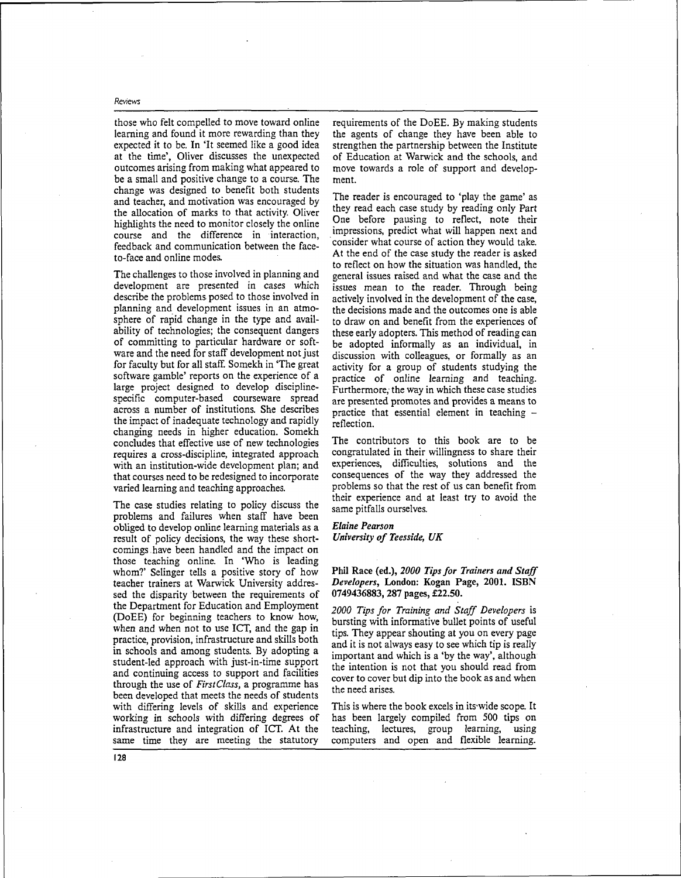those who felt compelled to move toward online learning and found it more rewarding than they expected it to be. In 'It seemed like a good idea at the time', Oliver discusses the unexpected outcomes arising from making what appeared to be a small and positive change to a course. The change was designed to benefit both students and teacher, and motivation was encouraged by the allocation of marks to that activity. Oliver highlights the need to monitor closely the online course and the difference in interaction, feedback and communication between the face-to-face and online modes.

The challenges to those involved in planning and development are presented in cases which describe the problems posed to those involved in planning and development issues in an atmosphere of rapid change in the type and availability of technologies; the consequent dangers of committing to particular hardware or software and the need for staff development not just for faculty but for all staff. Somekh in 'The great software gamble' reports on the experience of a large project designed to develop discipline-specific computer-based courseware spread across a number of institutions. She describes the impact of inadequate technology and rapidly changing needs in higher education. Somekh concludes that effective use of new technologies requires a cross-discipline, integrated approach with an institution-wide development plan; and that courses need to be redesigned to incorporate varied learning and teaching approaches.

The case studies relating to policy discuss the problems and failures when staff have been obliged to develop online learning materials as a result of policy decisions, the way these shortcomings have been handled and the impact on those teaching online. In 'Who is leading whom?' Selinger tells a positive story of how teacher trainers at Warwick University addressed the disparity between the requirements of the Department for Education and Employment (DoEE) for beginning teachers to know how, when and when not to use ICT, and the gap in practice, provision, infrastructure and skills both in schools and among students. By adopting a student-led approach with just-in-time support and continuing access to support and facilities through the use of *FirstClass*, a programme has been developed that meets the needs of students with differing levels of skills and experience working in schools with differing degrees of infrastructure and integration of ICT. At the same time they are meeting the statutory requirements of the DoEE. By making students the agents of change they have been able to strengthen the partnership between the Institute of Education at Warwick and the schools, and move towards a role of support and development.

The reader is encouraged to 'play the game' as they read each case study by reading only Part One before pausing to reflect, note their impressions, predict what will happen next and consider what course of action they would take. At the end of the case study the reader is asked to reflect on how the situation was handled, the general issues raised and what the case and the issues mean to the reader. Through being actively involved in the development of the case, the decisions made and the outcomes one is able to draw on and benefit from the experiences of these early adopters. This method of reading can be adopted informally as an individual, in discussion with colleagues, or formally as an activity for a group of students studying the practice of online learning and teaching. Furthermore, the way in which these case studies are presented promotes and provides a means to practice that essential element in teaching – reflection.

The contributors to this book are to be congratulated in their willingness to share their experiences, difficulties, solutions and the consequences of the way they addressed the problems so that the rest of us can benefit from their experience and at least try to avoid the same pitfalls ourselves.

***Elaine Pearson***
***University of Teesside, UK***

**Phil Race (ed.), *2000 Tips for Trainers and Staff Developers*, London: Kogan Page, 2001. ISBN 0749436883, 287 pages, £22.50.**

*2000 Tips for Training and Staff Developers* is bursting with informative bullet points of useful tips. They appear shouting at you on every page and it is not always easy to see which tip is really important and which is a 'by the way', although the intention is not that you should read from cover to cover but dip into the book as and when the need arises.

This is where the book excels in its wide scope. It has been largely compiled from 500 tips on teaching, lectures, group learning, using computers and open and flexible learning.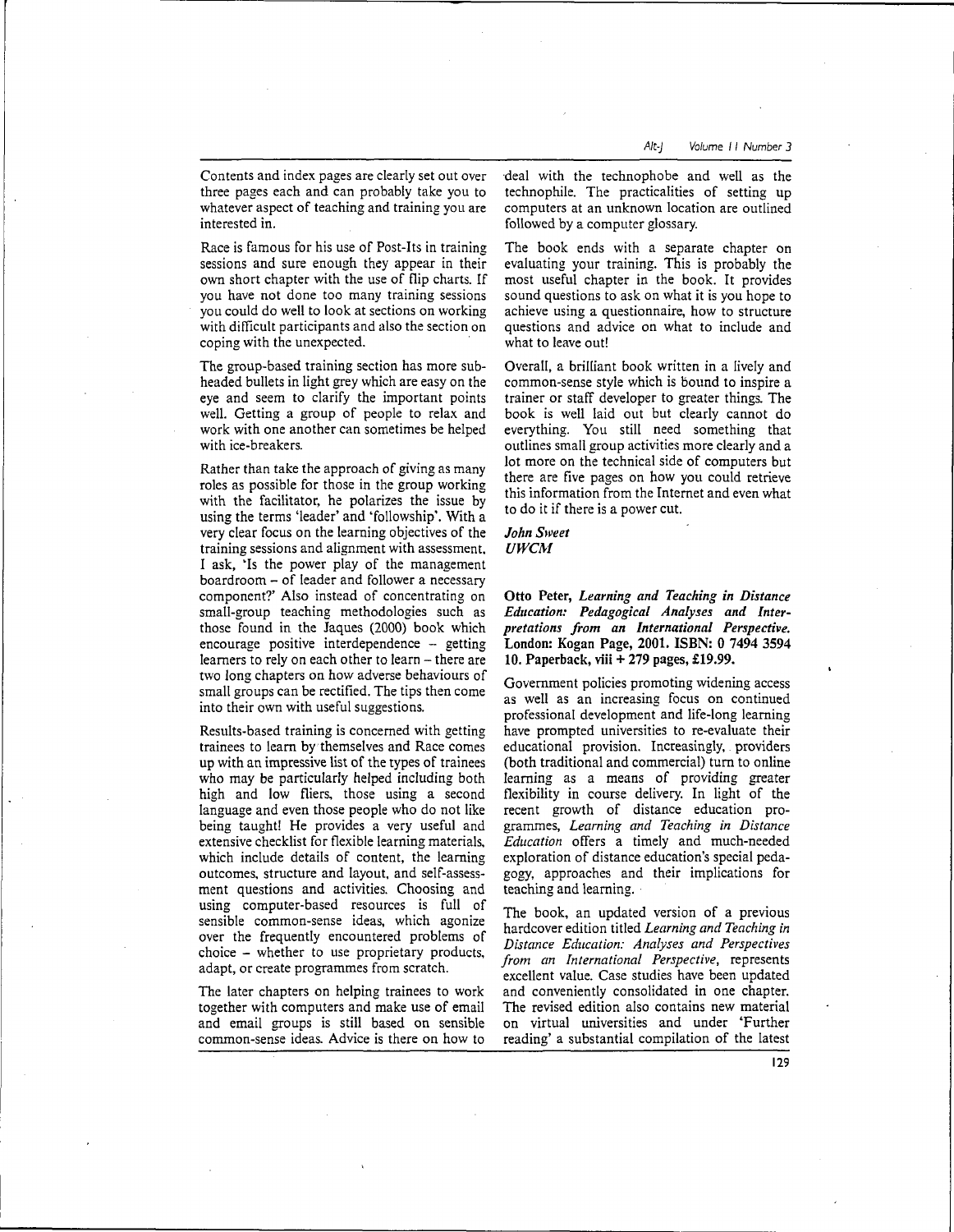Contents and index pages are clearly set out over three pages each and can probably take you to whatever aspect of teaching and training you are interested in.

Race is famous for his use of Post-Its in training sessions and sure enough they appear in their own short chapter with the use of flip charts. If you have not done too many training sessions you could do well to look at sections on working with difficult participants and also the section on coping with the unexpected.

The group-based training section has more sub-headed bullets in light grey which are easy on the eye and seem to clarify the important points well. Getting a group of people to relax and work with one another can sometimes be helped with ice-breakers.

Rather than take the approach of giving as many roles as possible for those in the group working with the facilitator, he polarizes the issue by using the terms 'leader' and 'followship'. With a very clear focus on the learning objectives of the training sessions and alignment with assessment, I ask, 'Is the power play of the management boardroom – of leader and follower a necessary component?' Also instead of concentrating on small-group teaching methodologies such as those found in the Jaques (2000) book which encourage positive interdependence – getting learners to rely on each other to learn – there are two long chapters on how adverse behaviours of small groups can be rectified. The tips then come into their own with useful suggestions.

Results-based training is concerned with getting trainees to learn by themselves and Race comes up with an impressive list of the types of trainees who may be particularly helped including both high and low fliers, those using a second language and even those people who do not like being taught! He provides a very useful and extensive checklist for flexible learning materials, which include details of content, the learning outcomes, structure and layout, and self-assessment questions and activities. Choosing and using computer-based resources is full of sensible common-sense ideas, which agonize over the frequently encountered problems of choice – whether to use proprietary products, adapt, or create programmes from scratch.

The later chapters on helping trainees to work together with computers and make use of email and email groups is still based on sensible common-sense ideas. Advice is there on how to deal with the technophobe and well as the technophile. The practicalities of setting up computers at an unknown location are outlined followed by a computer glossary.

The book ends with a separate chapter on evaluating your training. This is probably the most useful chapter in the book. It provides sound questions to ask on what it is you hope to achieve using a questionnaire, how to structure questions and advice on what to include and what to leave out!

Overall, a brilliant book written in a lively and common-sense style which is bound to inspire a trainer or staff developer to greater things. The book is well laid out but clearly cannot do everything. You still need something that outlines small group activities more clearly and a lot more on the technical side of computers but there are five pages on how you could retrieve this information from the Internet and even what to do it if there is a power cut.

***John Sweet***
***UWCM***

**Otto Peter, *Learning and Teaching in Distance Education: Pedagogical Analyses and Interpretations from an International Perspective.* London: Kogan Page, 2001. ISBN: 0 7494 3594 10. Paperback, viii + 279 pages, £19.99.**

Government policies promoting widening access as well as an increasing focus on continued professional development and life-long learning have prompted universities to re-evaluate their educational provision. Increasingly, providers (both traditional and commercial) turn to online learning as a means of providing greater flexibility in course delivery. In light of the recent growth of distance education programmes, *Learning and Teaching in Distance Education* offers a timely and much-needed exploration of distance education's special pedagogy, approaches and their implications for teaching and learning.

The book, an updated version of a previous hardcover edition titled *Learning and Teaching in Distance Education: Analyses and Perspectives from an International Perspective,* represents excellent value. Case studies have been updated and conveniently consolidated in one chapter. The revised edition also contains new material on virtual universities and under 'Further reading' a substantial compilation of the latest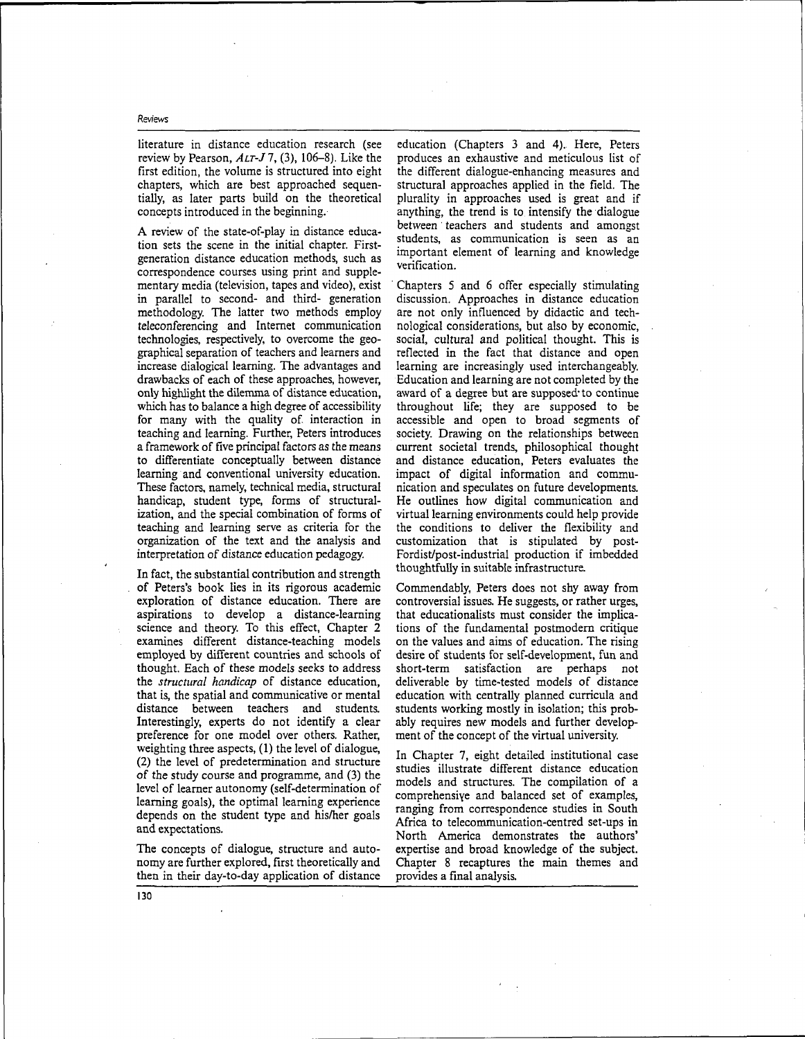literature in distance education research (see review by Pearson, *ALT-J* 7, (3), 106–8). Like the first edition, the volume is structured into eight chapters, which are best approached sequentially, as later parts build on the theoretical concepts introduced in the beginning.

A review of the state-of-play in distance education sets the scene in the initial chapter. First-generation distance education methods, such as correspondence courses using print and supplementary media (television, tapes and video), exist in parallel to second- and third- generation methodology. The latter two methods employ teleconferencing and Internet communication technologies, respectively, to overcome the geographical separation of teachers and learners and increase dialogical learning. The advantages and drawbacks of each of these approaches, however, only highlight the dilemma of distance education, which has to balance a high degree of accessibility for many with the quality of interaction in teaching and learning. Further, Peters introduces a framework of five principal factors as the means to differentiate conceptually between distance learning and conventional university education. These factors, namely, technical media, structural handicap, student type, forms of structuralization, and the special combination of forms of teaching and learning serve as criteria for the organization of the text and the analysis and interpretation of distance education pedagogy.

In fact, the substantial contribution and strength of Peters's book lies in its rigorous academic exploration of distance education. There are aspirations to develop a distance-learning science and theory. To this effect, Chapter 2 examines different distance-teaching models employed by different countries and schools of thought. Each of these models seeks to address the *structural handicap* of distance education, that is, the spatial and communicative or mental distance between teachers and students. Interestingly, experts do not identify a clear preference for one model over others. Rather, weighting three aspects, (1) the level of dialogue, (2) the level of predetermination and structure of the study course and programme, and (3) the level of learner autonomy (self-determination of learning goals), the optimal learning experience depends on the student type and his/her goals and expectations.

The concepts of dialogue, structure and autonomy are further explored, first theoretically and then in their day-to-day application of distance education (Chapters 3 and 4). Here, Peters produces an exhaustive and meticulous list of the different dialogue-enhancing measures and structural approaches applied in the field. The plurality in approaches used is great and if anything, the trend is to intensify the dialogue between teachers and students and amongst students, as communication is seen as an important element of learning and knowledge verification.

Chapters 5 and 6 offer especially stimulating discussion. Approaches in distance education are not only influenced by didactic and technological considerations, but also by economic, social, cultural and political thought. This is reflected in the fact that distance and open learning are increasingly used interchangeably. Education and learning are not completed by the award of a degree but are supposed to continue throughout life; they are supposed to be accessible and open to broad segments of society. Drawing on the relationships between current societal trends, philosophical thought and distance education, Peters evaluates the impact of digital information and communication and speculates on future developments. He outlines how digital communication and virtual learning environments could help provide the conditions to deliver the flexibility and customization that is stipulated by post-Fordist/post-industrial production if imbedded thoughtfully in suitable infrastructure.

Commendably, Peters does not shy away from controversial issues. He suggests, or rather urges, that educationalists must consider the implications of the fundamental postmodern critique on the values and aims of education. The rising desire of students for self-development, fun and short-term satisfaction are perhaps not deliverable by time-tested models of distance education with centrally planned curricula and students working mostly in isolation; this probably requires new models and further development of the concept of the virtual university.

In Chapter 7, eight detailed institutional case studies illustrate different distance education models and structures. The compilation of a comprehensive and balanced set of examples, ranging from correspondence studies in South Africa to telecommunication-centred set-ups in North America demonstrates the authors' expertise and broad knowledge of the subject. Chapter 8 recaptures the main themes and provides a final analysis.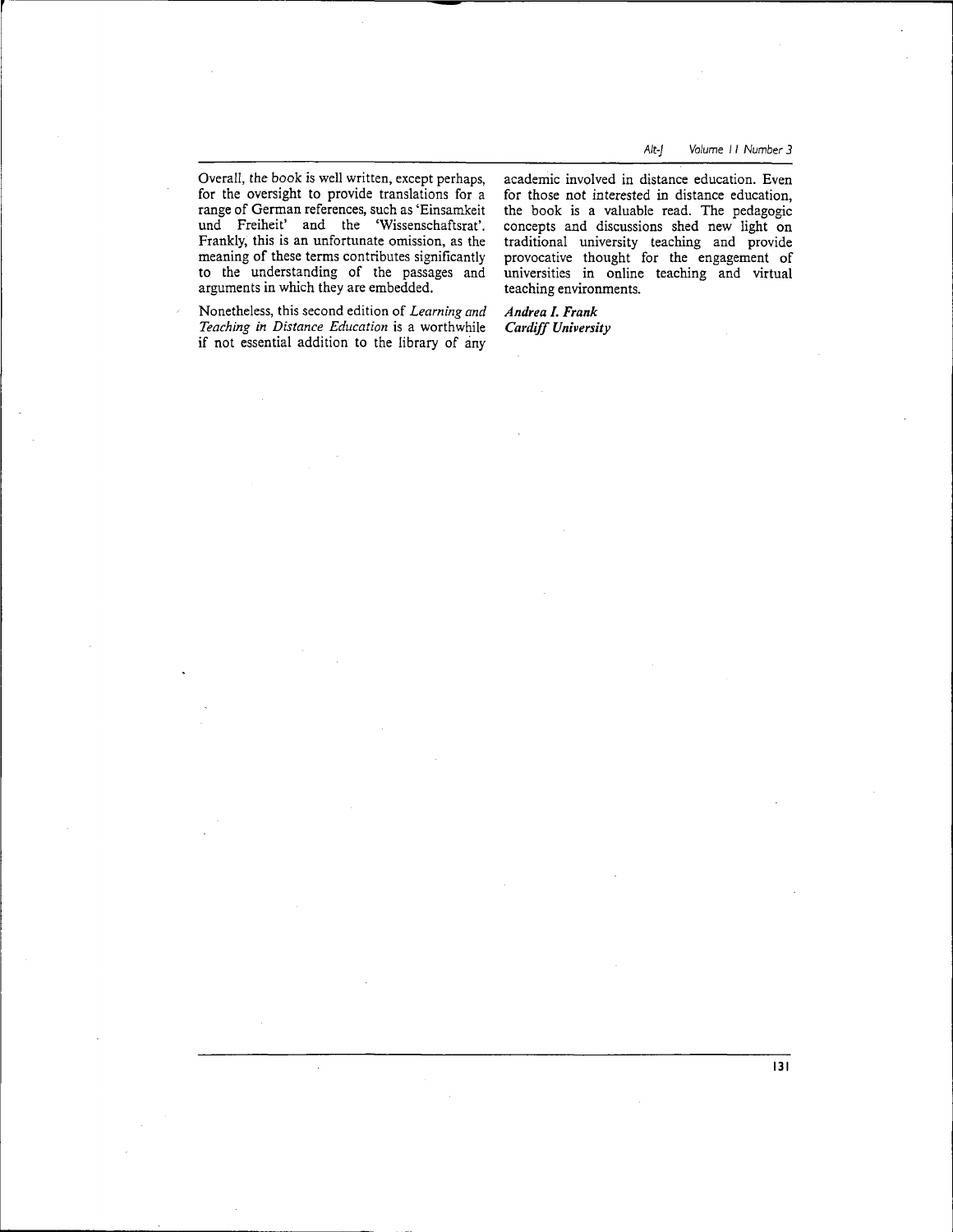Overall, the book is well written, except perhaps, for the oversight to provide translations for a range of German references, such as 'Einsamkeit und Freiheit' and the 'Wissenschaftsrat'. Frankly, this is an unfortunate omission, as the meaning of these terms contributes significantly to the understanding of the passages and arguments in which they are embedded.

Nonetheless, this second edition of *Learning and Teaching in Distance Education* is a worthwhile if not essential addition to the library of any academic involved in distance education. Even for those not interested in distance education, the book is a valuable read. The pedagogic concepts and discussions shed new light on traditional university teaching and provide provocative thought for the engagement of universities in online teaching and virtual teaching environments.

***Andrea I. Frank***
***Cardiff University***